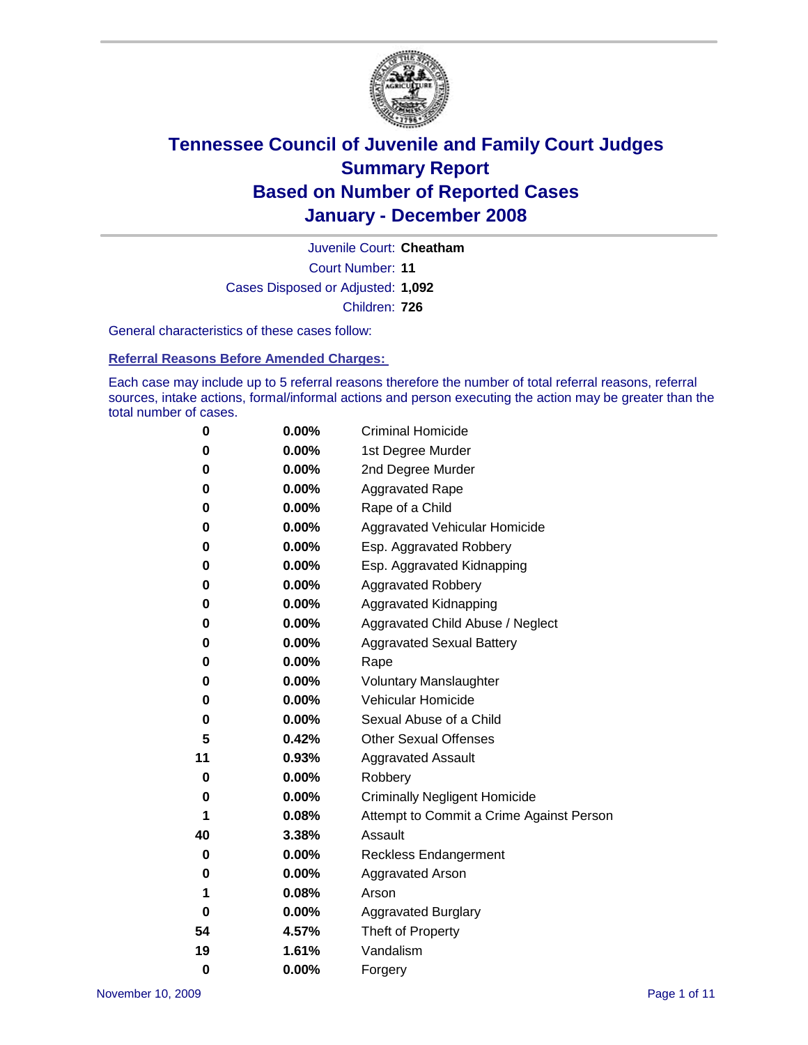# Tennessee Council of Juvenile and Family Court Judges
# Summary Report
# Based on Number of Reported Cases
# January - December 2008

Juvenile Court: **Cheatham**

Court Number: **11**

Cases Disposed or Adjusted: **1,092**

Children: **726**

General characteristics of these cases follow:

## Referral Reasons Before Amended Charges:

Each case may include up to 5 referral reasons therefore the number of total referral reasons, referral sources, intake actions, formal/informal actions and person executing the action may be greater than the total number of cases.

| Count | Percent | Referral Reason |
|---|---|---|
| 0 | 0.00% | Criminal Homicide |
| 0 | 0.00% | 1st Degree Murder |
| 0 | 0.00% | 2nd Degree Murder |
| 0 | 0.00% | Aggravated Rape |
| 0 | 0.00% | Rape of a Child |
| 0 | 0.00% | Aggravated Vehicular Homicide |
| 0 | 0.00% | Esp. Aggravated Robbery |
| 0 | 0.00% | Esp. Aggravated Kidnapping |
| 0 | 0.00% | Aggravated Robbery |
| 0 | 0.00% | Aggravated Kidnapping |
| 0 | 0.00% | Aggravated Child Abuse / Neglect |
| 0 | 0.00% | Aggravated Sexual Battery |
| 0 | 0.00% | Rape |
| 0 | 0.00% | Voluntary Manslaughter |
| 0 | 0.00% | Vehicular Homicide |
| 0 | 0.00% | Sexual Abuse of a Child |
| 5 | 0.42% | Other Sexual Offenses |
| 11 | 0.93% | Aggravated Assault |
| 0 | 0.00% | Robbery |
| 0 | 0.00% | Criminally Negligent Homicide |
| 1 | 0.08% | Attempt to Commit a Crime Against Person |
| 40 | 3.38% | Assault |
| 0 | 0.00% | Reckless Endangerment |
| 0 | 0.00% | Aggravated Arson |
| 1 | 0.08% | Arson |
| 0 | 0.00% | Aggravated Burglary |
| 54 | 4.57% | Theft of Property |
| 19 | 1.61% | Vandalism |
| 0 | 0.00% | Forgery |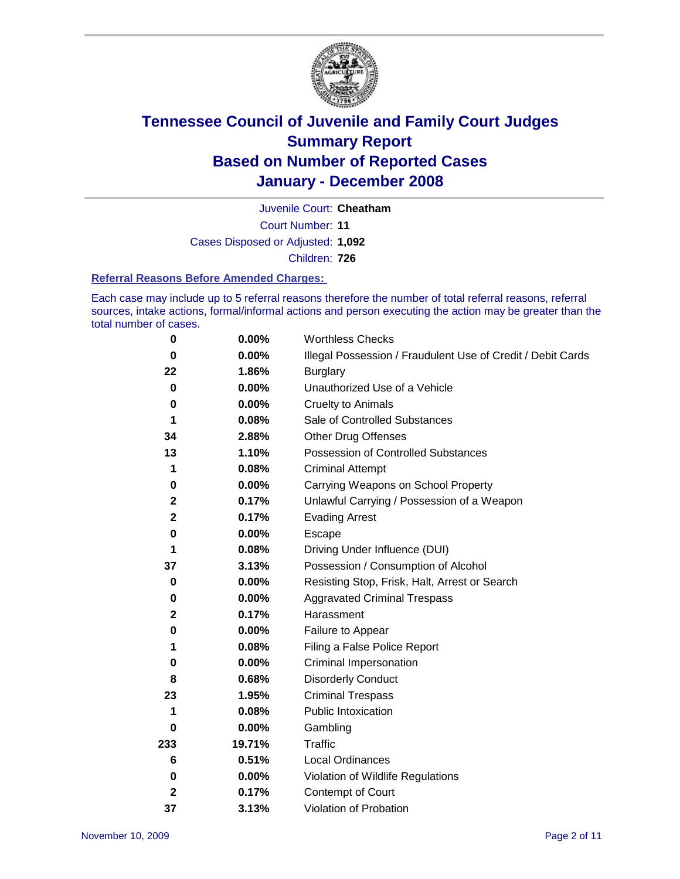# Tennessee Council of Juvenile and Family Court Judges
## Summary Report
## Based on Number of Reported Cases
## January - December 2008

Juvenile Court: **Cheatham**
Court Number: **11**
Cases Disposed or Adjusted: **1,092**
Children: **726**

### Referral Reasons Before Amended Charges:

Each case may include up to 5 referral reasons therefore the number of total referral reasons, referral sources, intake actions, formal/informal actions and person executing the action may be greater than the total number of cases.

| Count | Percent | Referral Reason |
|---|---|---|
| 0 | 0.00% | Worthless Checks |
| 0 | 0.00% | Illegal Possession / Fraudulent Use of Credit / Debit Cards |
| 22 | 1.86% | Burglary |
| 0 | 0.00% | Unauthorized Use of a Vehicle |
| 0 | 0.00% | Cruelty to Animals |
| 1 | 0.08% | Sale of Controlled Substances |
| 34 | 2.88% | Other Drug Offenses |
| 13 | 1.10% | Possession of Controlled Substances |
| 1 | 0.08% | Criminal Attempt |
| 0 | 0.00% | Carrying Weapons on School Property |
| 2 | 0.17% | Unlawful Carrying / Possession of a Weapon |
| 2 | 0.17% | Evading Arrest |
| 0 | 0.00% | Escape |
| 1 | 0.08% | Driving Under Influence (DUI) |
| 37 | 3.13% | Possession / Consumption of Alcohol |
| 0 | 0.00% | Resisting Stop, Frisk, Halt, Arrest or Search |
| 0 | 0.00% | Aggravated Criminal Trespass |
| 2 | 0.17% | Harassment |
| 0 | 0.00% | Failure to Appear |
| 1 | 0.08% | Filing a False Police Report |
| 0 | 0.00% | Criminal Impersonation |
| 8 | 0.68% | Disorderly Conduct |
| 23 | 1.95% | Criminal Trespass |
| 1 | 0.08% | Public Intoxication |
| 0 | 0.00% | Gambling |
| 233 | 19.71% | Traffic |
| 6 | 0.51% | Local Ordinances |
| 0 | 0.00% | Violation of Wildlife Regulations |
| 2 | 0.17% | Contempt of Court |
| 37 | 3.13% | Violation of Probation |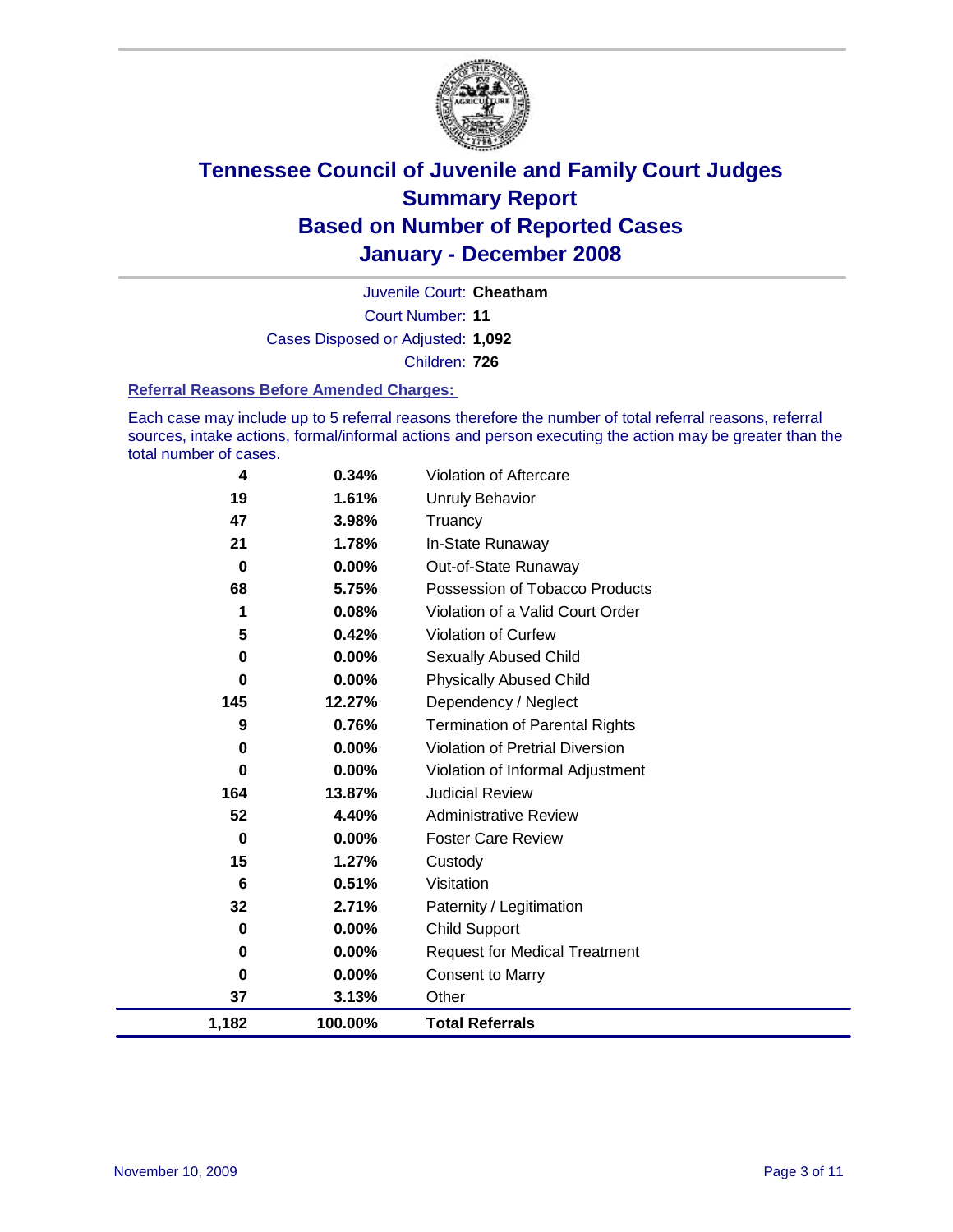# Tennessee Council of Juvenile and Family Court Judges
## Summary Report
## Based on Number of Reported Cases
## January - December 2008

Juvenile Court: **Cheatham**

Court Number: **11**

Cases Disposed or Adjusted: **1,092**

Children: **726**

### Referral Reasons Before Amended Charges:

Each case may include up to 5 referral reasons therefore the number of total referral reasons, referral sources, intake actions, formal/informal actions and person executing the action may be greater than the total number of cases.

| Count | Percent | Referral Reason |
|---|---|---|
| 4 | 0.34% | Violation of Aftercare |
| 19 | 1.61% | Unruly Behavior |
| 47 | 3.98% | Truancy |
| 21 | 1.78% | In-State Runaway |
| 0 | 0.00% | Out-of-State Runaway |
| 68 | 5.75% | Possession of Tobacco Products |
| 1 | 0.08% | Violation of a Valid Court Order |
| 5 | 0.42% | Violation of Curfew |
| 0 | 0.00% | Sexually Abused Child |
| 0 | 0.00% | Physically Abused Child |
| 145 | 12.27% | Dependency / Neglect |
| 9 | 0.76% | Termination of Parental Rights |
| 0 | 0.00% | Violation of Pretrial Diversion |
| 0 | 0.00% | Violation of Informal Adjustment |
| 164 | 13.87% | Judicial Review |
| 52 | 4.40% | Administrative Review |
| 0 | 0.00% | Foster Care Review |
| 15 | 1.27% | Custody |
| 6 | 0.51% | Visitation |
| 32 | 2.71% | Paternity / Legitimation |
| 0 | 0.00% | Child Support |
| 0 | 0.00% | Request for Medical Treatment |
| 0 | 0.00% | Consent to Marry |
| 37 | 3.13% | Other |
| **1,182** | **100.00%** | **Total Referrals** |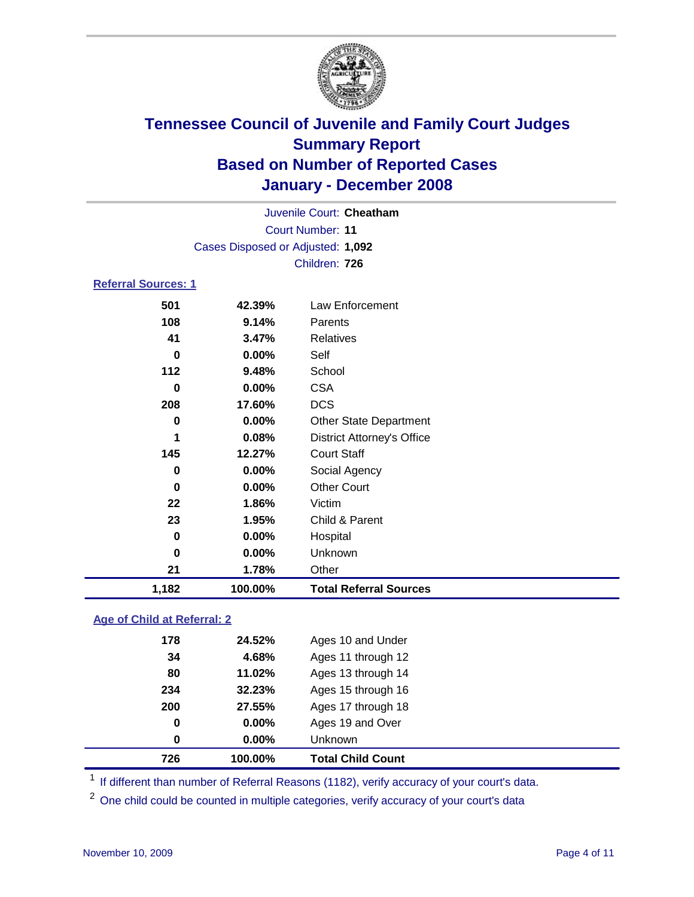# Tennessee Council of Juvenile and Family Court Judges
## Summary Report
## Based on Number of Reported Cases
## January - December 2008

Juvenile Court: **Cheatham**
Court Number: **11**
Cases Disposed or Adjusted: **1,092**
Children: **726**

### Referral Sources: 1

| Count | Percent | Source |
|---|---|---|
| 501 | 42.39% | Law Enforcement |
| 108 | 9.14% | Parents |
| 41 | 3.47% | Relatives |
| 0 | 0.00% | Self |
| 112 | 9.48% | School |
| 0 | 0.00% | CSA |
| 208 | 17.60% | DCS |
| 0 | 0.00% | Other State Department |
| 1 | 0.08% | District Attorney's Office |
| 145 | 12.27% | Court Staff |
| 0 | 0.00% | Social Agency |
| 0 | 0.00% | Other Court |
| 22 | 1.86% | Victim |
| 23 | 1.95% | Child & Parent |
| 0 | 0.00% | Hospital |
| 0 | 0.00% | Unknown |
| 21 | 1.78% | Other |
| **1,182** | **100.00%** | **Total Referral Sources** |

### Age of Child at Referral: 2

| Count | Percent | Age |
|---|---|---|
| 178 | 24.52% | Ages 10 and Under |
| 34 | 4.68% | Ages 11 through 12 |
| 80 | 11.02% | Ages 13 through 14 |
| 234 | 32.23% | Ages 15 through 16 |
| 200 | 27.55% | Ages 17 through 18 |
| 0 | 0.00% | Ages 19 and Over |
| 0 | 0.00% | Unknown |
| **726** | **100.00%** | **Total Child Count** |

[1] If different than number of Referral Reasons (1182), verify accuracy of your court's data.

[2] One child could be counted in multiple categories, verify accuracy of your court's data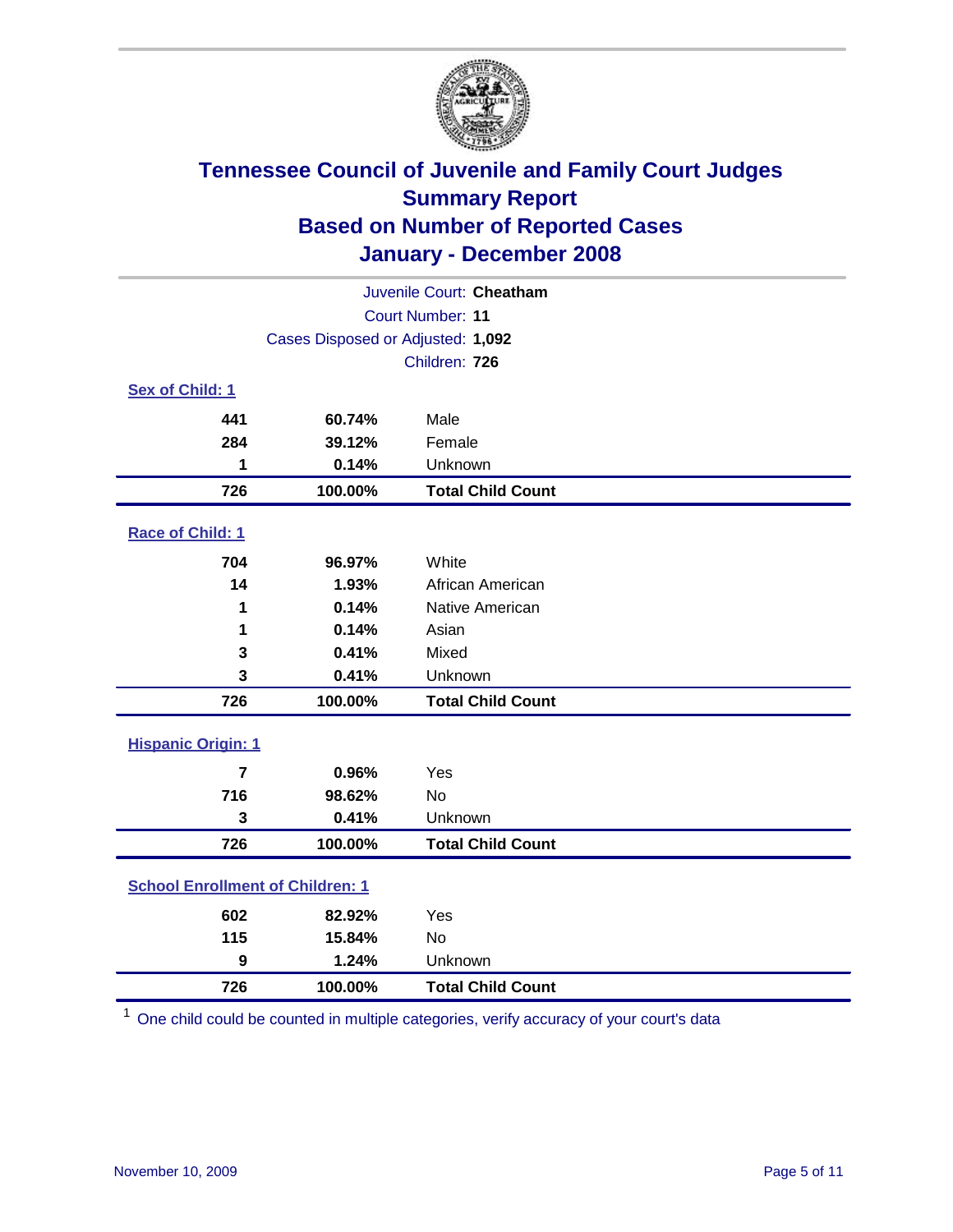# Tennessee Council of Juvenile and Family Court Judges
## Summary Report
## Based on Number of Reported Cases
## January - December 2008

Juvenile Court: **Cheatham**
Court Number: **11**
Cases Disposed or Adjusted: **1,092**
Children: **726**

### Sex of Child: 1

| | | |
|---|---|---|
| 441 | 60.74% | Male |
| 284 | 39.12% | Female |
| 1 | 0.14% | Unknown |
| **726** | **100.00%** | **Total Child Count** |

### Race of Child: 1

| | | |
|---|---|---|
| 704 | 96.97% | White |
| 14 | 1.93% | African American |
| 1 | 0.14% | Native American |
| 1 | 0.14% | Asian |
| 3 | 0.41% | Mixed |
| 3 | 0.41% | Unknown |
| **726** | **100.00%** | **Total Child Count** |

### Hispanic Origin: 1

| | | |
|---|---|---|
| 7 | 0.96% | Yes |
| 716 | 98.62% | No |
| 3 | 0.41% | Unknown |
| **726** | **100.00%** | **Total Child Count** |

### School Enrollment of Children: 1

| | | |
|---|---|---|
| 602 | 82.92% | Yes |
| 115 | 15.84% | No |
| 9 | 1.24% | Unknown |
| **726** | **100.00%** | **Total Child Count** |

[1] One child could be counted in multiple categories, verify accuracy of your court's data

November 10, 2009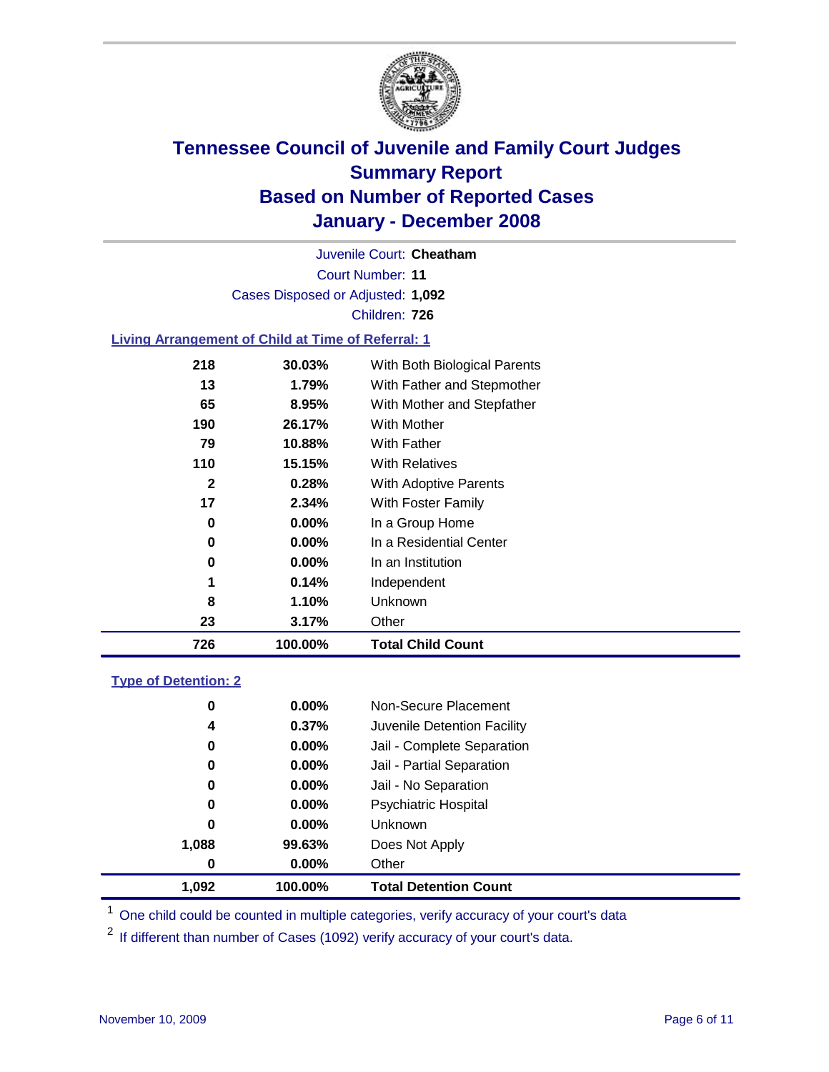# Tennessee Council of Juvenile and Family Court Judges
## Summary Report
## Based on Number of Reported Cases
## January - December 2008

Juvenile Court: **Cheatham**

Court Number: **11**

Cases Disposed or Adjusted: **1,092**

Children: **726**

### Living Arrangement of Child at Time of Referral: 1

| Count | Percent | Category |
|---|---|---|
| 218 | 30.03% | With Both Biological Parents |
| 13 | 1.79% | With Father and Stepmother |
| 65 | 8.95% | With Mother and Stepfather |
| 190 | 26.17% | With Mother |
| 79 | 10.88% | With Father |
| 110 | 15.15% | With Relatives |
| 2 | 0.28% | With Adoptive Parents |
| 17 | 2.34% | With Foster Family |
| 0 | 0.00% | In a Group Home |
| 0 | 0.00% | In a Residential Center |
| 0 | 0.00% | In an Institution |
| 1 | 0.14% | Independent |
| 8 | 1.10% | Unknown |
| 23 | 3.17% | Other |
| **726** | **100.00%** | **Total Child Count** |

### Type of Detention: 2

| Count | Percent | Category |
|---|---|---|
| 0 | 0.00% | Non-Secure Placement |
| 4 | 0.37% | Juvenile Detention Facility |
| 0 | 0.00% | Jail - Complete Separation |
| 0 | 0.00% | Jail - Partial Separation |
| 0 | 0.00% | Jail - No Separation |
| 0 | 0.00% | Psychiatric Hospital |
| 0 | 0.00% | Unknown |
| 1,088 | 99.63% | Does Not Apply |
| 0 | 0.00% | Other |
| **1,092** | **100.00%** | **Total Detention Count** |

[1] One child could be counted in multiple categories, verify accuracy of your court's data

[2] If different than number of Cases (1092) verify accuracy of your court's data.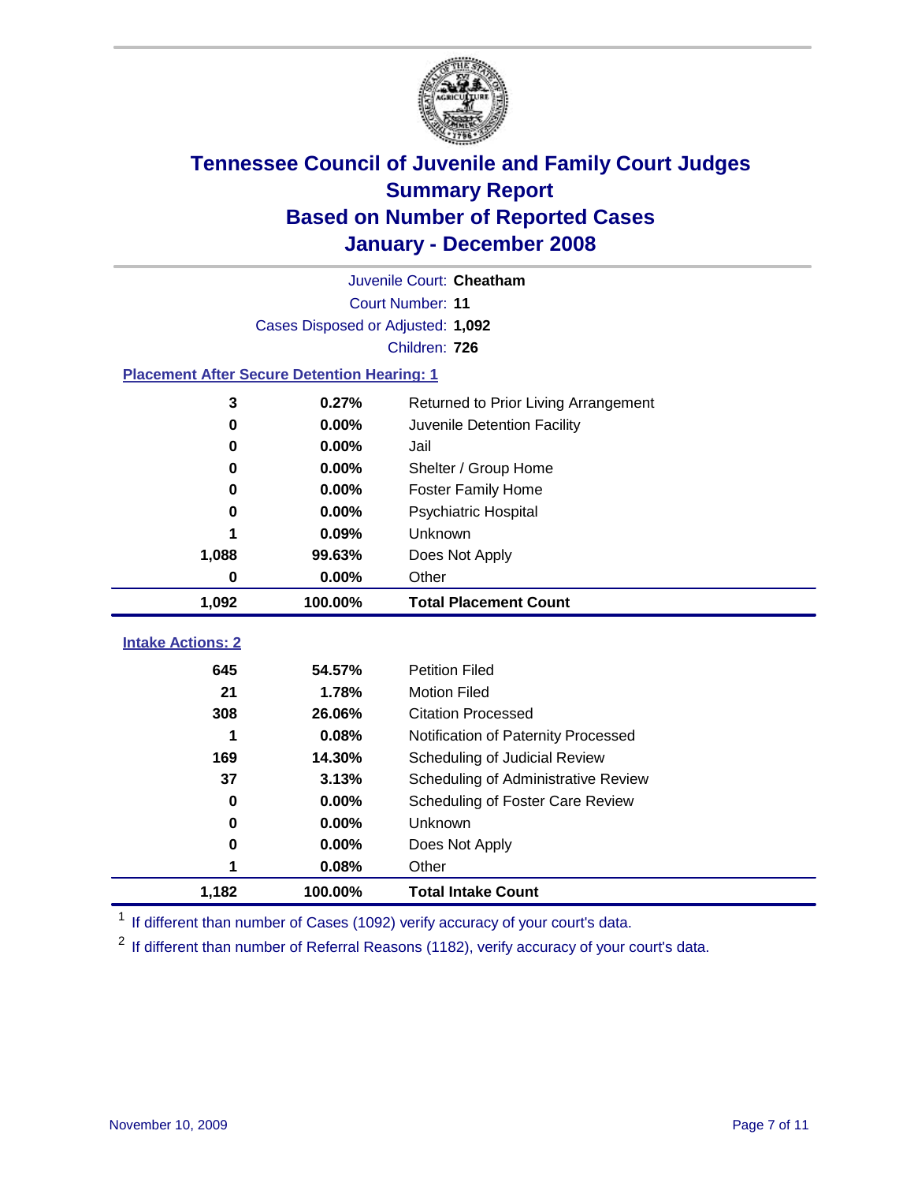# Tennessee Council of Juvenile and Family Court Judges
## Summary Report
## Based on Number of Reported Cases
## January - December 2008

Juvenile Court: **Cheatham**

Court Number: **11**

Cases Disposed or Adjusted: **1,092**

Children: **726**

### Placement After Secure Detention Hearing: 1

| Count | Percent | Placement |
|---|---|---|
| 3 | 0.27% | Returned to Prior Living Arrangement |
| 0 | 0.00% | Juvenile Detention Facility |
| 0 | 0.00% | Jail |
| 0 | 0.00% | Shelter / Group Home |
| 0 | 0.00% | Foster Family Home |
| 0 | 0.00% | Psychiatric Hospital |
| 1 | 0.09% | Unknown |
| 1,088 | 99.63% | Does Not Apply |
| 0 | 0.00% | Other |
| **1,092** | **100.00%** | **Total Placement Count** |

### Intake Actions: 2

| Count | Percent | Intake Action |
|---|---|---|
| 645 | 54.57% | Petition Filed |
| 21 | 1.78% | Motion Filed |
| 308 | 26.06% | Citation Processed |
| 1 | 0.08% | Notification of Paternity Processed |
| 169 | 14.30% | Scheduling of Judicial Review |
| 37 | 3.13% | Scheduling of Administrative Review |
| 0 | 0.00% | Scheduling of Foster Care Review |
| 0 | 0.00% | Unknown |
| 0 | 0.00% | Does Not Apply |
| 1 | 0.08% | Other |
| **1,182** | **100.00%** | **Total Intake Count** |

[1] If different than number of Cases (1092) verify accuracy of your court's data.

[2] If different than number of Referral Reasons (1182), verify accuracy of your court's data.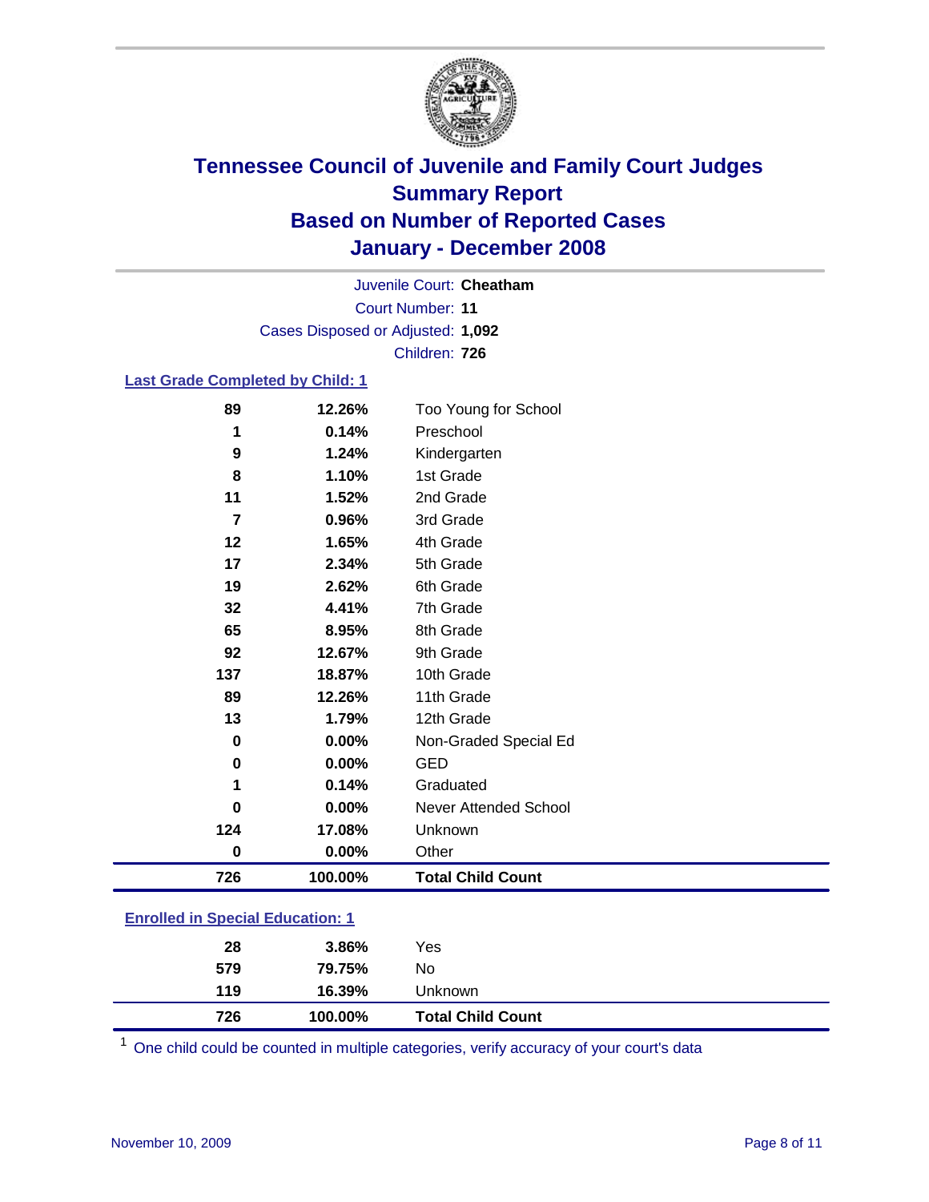# Tennessee Council of Juvenile and Family Court Judges
## Summary Report
## Based on Number of Reported Cases
## January - December 2008

Juvenile Court: **Cheatham**

Court Number: **11**

Cases Disposed or Adjusted: **1,092**

Children: **726**

### Last Grade Completed by Child: 1

| Count | Percent | Category |
|---|---|---|
| 89 | 12.26% | Too Young for School |
| 1 | 0.14% | Preschool |
| 9 | 1.24% | Kindergarten |
| 8 | 1.10% | 1st Grade |
| 11 | 1.52% | 2nd Grade |
| 7 | 0.96% | 3rd Grade |
| 12 | 1.65% | 4th Grade |
| 17 | 2.34% | 5th Grade |
| 19 | 2.62% | 6th Grade |
| 32 | 4.41% | 7th Grade |
| 65 | 8.95% | 8th Grade |
| 92 | 12.67% | 9th Grade |
| 137 | 18.87% | 10th Grade |
| 89 | 12.26% | 11th Grade |
| 13 | 1.79% | 12th Grade |
| 0 | 0.00% | Non-Graded Special Ed |
| 0 | 0.00% | GED |
| 1 | 0.14% | Graduated |
| 0 | 0.00% | Never Attended School |
| 124 | 17.08% | Unknown |
| 0 | 0.00% | Other |
| **726** | **100.00%** | **Total Child Count** |

### Enrolled in Special Education: 1

| Count | Percent | Category |
|---|---|---|
| 28 | 3.86% | Yes |
| 579 | 79.75% | No |
| 119 | 16.39% | Unknown |
| **726** | **100.00%** | **Total Child Count** |

[1] One child could be counted in multiple categories, verify accuracy of your court's data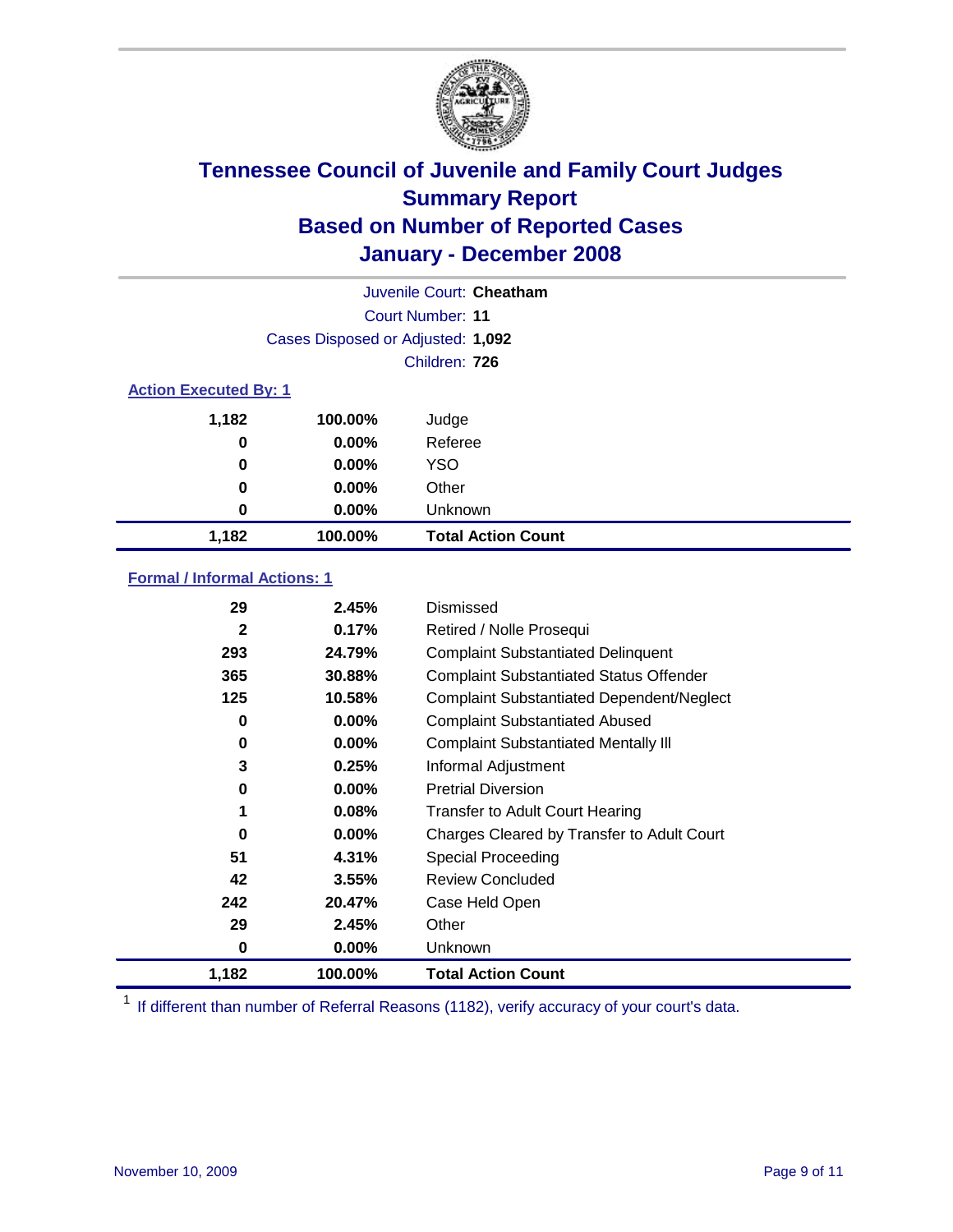# Tennessee Council of Juvenile and Family Court Judges
## Summary Report
## Based on Number of Reported Cases
## January - December 2008

Juvenile Court: **Cheatham**
Court Number: **11**
Cases Disposed or Adjusted: **1,092**
Children: **726**

### Action Executed By: 1

| Count | Percent | Action |
|---|---|---|
| 1,182 | 100.00% | Judge |
| 0 | 0.00% | Referee |
| 0 | 0.00% | YSO |
| 0 | 0.00% | Other |
| 0 | 0.00% | Unknown |
| **1,182** | **100.00%** | **Total Action Count** |

### Formal / Informal Actions: 1

| Count | Percent | Action |
|---|---|---|
| 29 | 2.45% | Dismissed |
| 2 | 0.17% | Retired / Nolle Prosequi |
| 293 | 24.79% | Complaint Substantiated Delinquent |
| 365 | 30.88% | Complaint Substantiated Status Offender |
| 125 | 10.58% | Complaint Substantiated Dependent/Neglect |
| 0 | 0.00% | Complaint Substantiated Abused |
| 0 | 0.00% | Complaint Substantiated Mentally Ill |
| 3 | 0.25% | Informal Adjustment |
| 0 | 0.00% | Pretrial Diversion |
| 1 | 0.08% | Transfer to Adult Court Hearing |
| 0 | 0.00% | Charges Cleared by Transfer to Adult Court |
| 51 | 4.31% | Special Proceeding |
| 42 | 3.55% | Review Concluded |
| 242 | 20.47% | Case Held Open |
| 29 | 2.45% | Other |
| 0 | 0.00% | Unknown |
| **1,182** | **100.00%** | **Total Action Count** |

[1] If different than number of Referral Reasons (1182), verify accuracy of your court's data.

November 10, 2009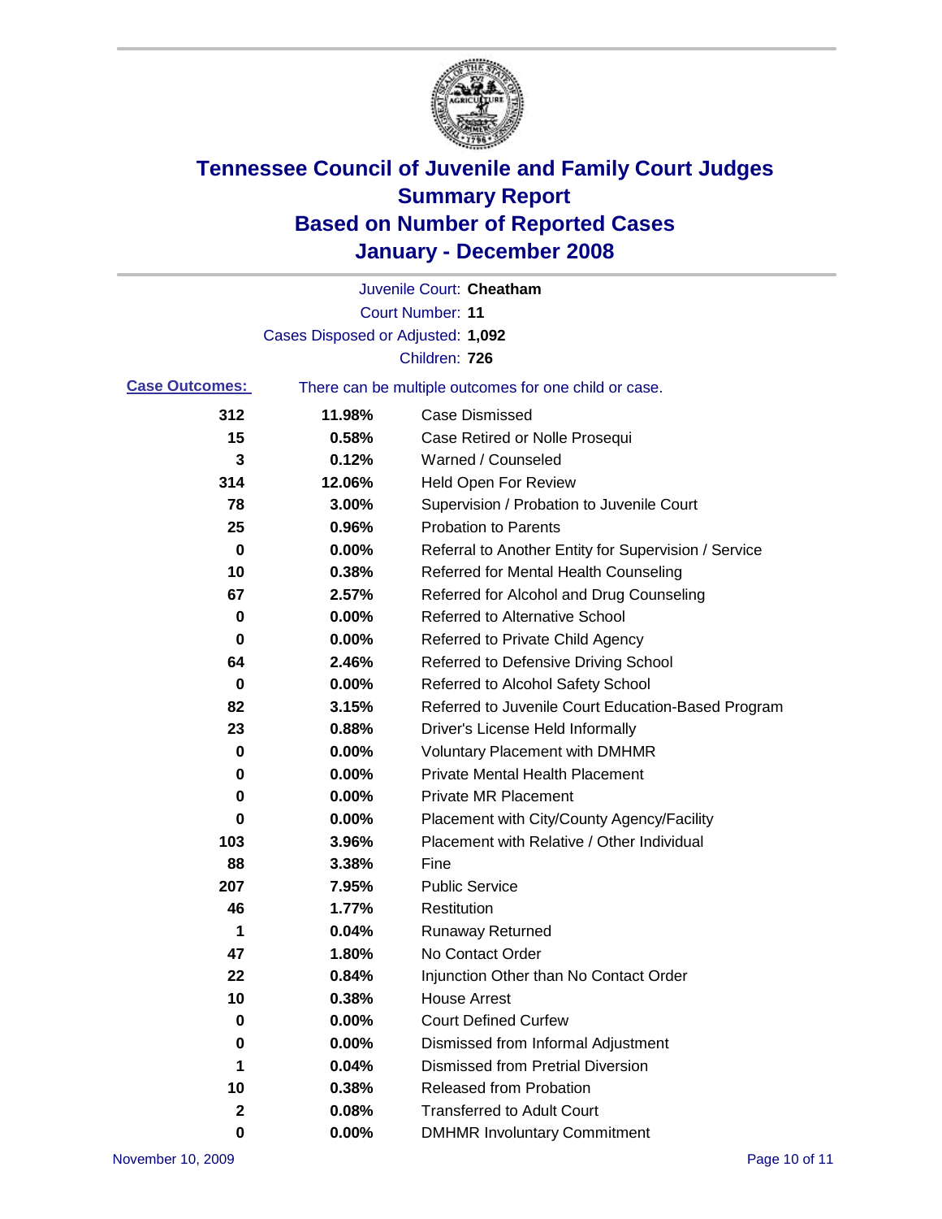# Tennessee Council of Juvenile and Family Court Judges
## Summary Report
## Based on Number of Reported Cases
## January - December 2008

Juvenile Court: **Cheatham**
Court Number: **11**
Cases Disposed or Adjusted: **1,092**
Children: **726**

**Case Outcomes:** There can be multiple outcomes for one child or case.

| Count | Percent | Outcome |
|---|---|---|
| 312 | 11.98% | Case Dismissed |
| 15 | 0.58% | Case Retired or Nolle Prosequi |
| 3 | 0.12% | Warned / Counseled |
| 314 | 12.06% | Held Open For Review |
| 78 | 3.00% | Supervision / Probation to Juvenile Court |
| 25 | 0.96% | Probation to Parents |
| 0 | 0.00% | Referral to Another Entity for Supervision / Service |
| 10 | 0.38% | Referred for Mental Health Counseling |
| 67 | 2.57% | Referred for Alcohol and Drug Counseling |
| 0 | 0.00% | Referred to Alternative School |
| 0 | 0.00% | Referred to Private Child Agency |
| 64 | 2.46% | Referred to Defensive Driving School |
| 0 | 0.00% | Referred to Alcohol Safety School |
| 82 | 3.15% | Referred to Juvenile Court Education-Based Program |
| 23 | 0.88% | Driver's License Held Informally |
| 0 | 0.00% | Voluntary Placement with DMHMR |
| 0 | 0.00% | Private Mental Health Placement |
| 0 | 0.00% | Private MR Placement |
| 0 | 0.00% | Placement with City/County Agency/Facility |
| 103 | 3.96% | Placement with Relative / Other Individual |
| 88 | 3.38% | Fine |
| 207 | 7.95% | Public Service |
| 46 | 1.77% | Restitution |
| 1 | 0.04% | Runaway Returned |
| 47 | 1.80% | No Contact Order |
| 22 | 0.84% | Injunction Other than No Contact Order |
| 10 | 0.38% | House Arrest |
| 0 | 0.00% | Court Defined Curfew |
| 0 | 0.00% | Dismissed from Informal Adjustment |
| 1 | 0.04% | Dismissed from Pretrial Diversion |
| 10 | 0.38% | Released from Probation |
| 2 | 0.08% | Transferred to Adult Court |
| 0 | 0.00% | DMHMR Involuntary Commitment |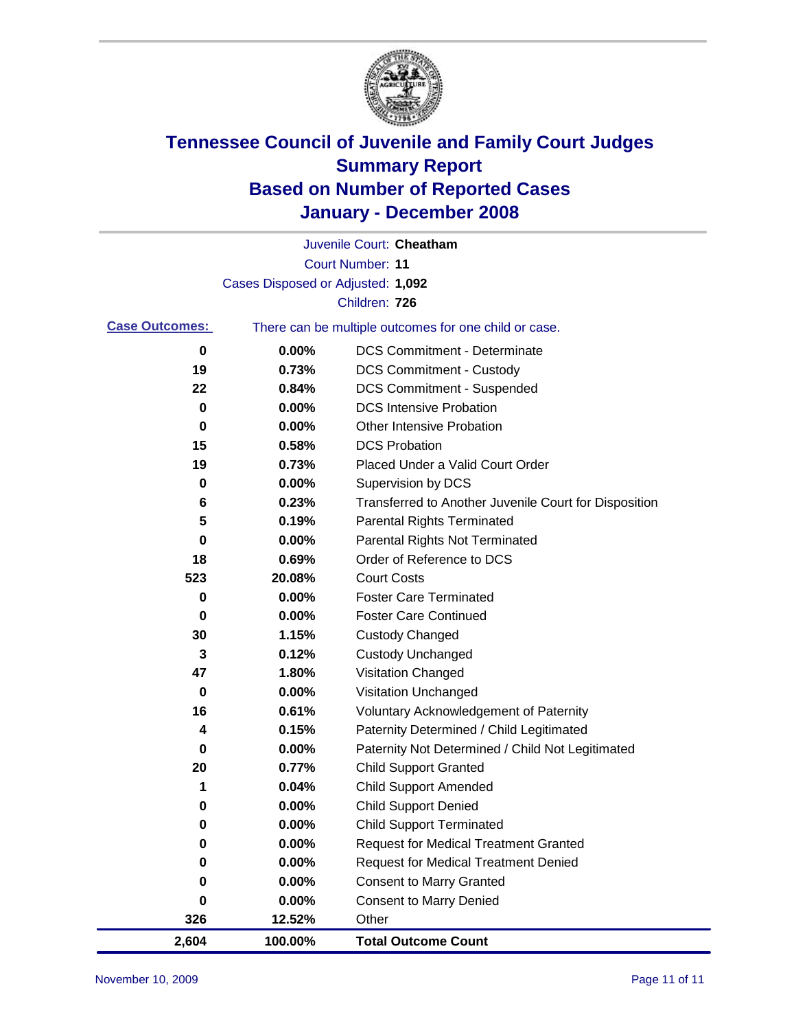# Tennessee Council of Juvenile and Family Court Judges
# Summary Report
# Based on Number of Reported Cases
# January - December 2008

Juvenile Court: **Cheatham**

Court Number: **11**

Cases Disposed or Adjusted: **1,092**

Children: **726**

**Case Outcomes:** There can be multiple outcomes for one child or case.

| | | |
|---|---|---|
| 0 | 0.00% | DCS Commitment - Determinate |
| 19 | 0.73% | DCS Commitment - Custody |
| 22 | 0.84% | DCS Commitment - Suspended |
| 0 | 0.00% | DCS Intensive Probation |
| 0 | 0.00% | Other Intensive Probation |
| 15 | 0.58% | DCS Probation |
| 19 | 0.73% | Placed Under a Valid Court Order |
| 0 | 0.00% | Supervision by DCS |
| 6 | 0.23% | Transferred to Another Juvenile Court for Disposition |
| 5 | 0.19% | Parental Rights Terminated |
| 0 | 0.00% | Parental Rights Not Terminated |
| 18 | 0.69% | Order of Reference to DCS |
| 523 | 20.08% | Court Costs |
| 0 | 0.00% | Foster Care Terminated |
| 0 | 0.00% | Foster Care Continued |
| 30 | 1.15% | Custody Changed |
| 3 | 0.12% | Custody Unchanged |
| 47 | 1.80% | Visitation Changed |
| 0 | 0.00% | Visitation Unchanged |
| 16 | 0.61% | Voluntary Acknowledgement of Paternity |
| 4 | 0.15% | Paternity Determined / Child Legitimated |
| 0 | 0.00% | Paternity Not Determined / Child Not Legitimated |
| 20 | 0.77% | Child Support Granted |
| 1 | 0.04% | Child Support Amended |
| 0 | 0.00% | Child Support Denied |
| 0 | 0.00% | Child Support Terminated |
| 0 | 0.00% | Request for Medical Treatment Granted |
| 0 | 0.00% | Request for Medical Treatment Denied |
| 0 | 0.00% | Consent to Marry Granted |
| 0 | 0.00% | Consent to Marry Denied |
| 326 | 12.52% | Other |
| **2,604** | **100.00%** | **Total Outcome Count** |